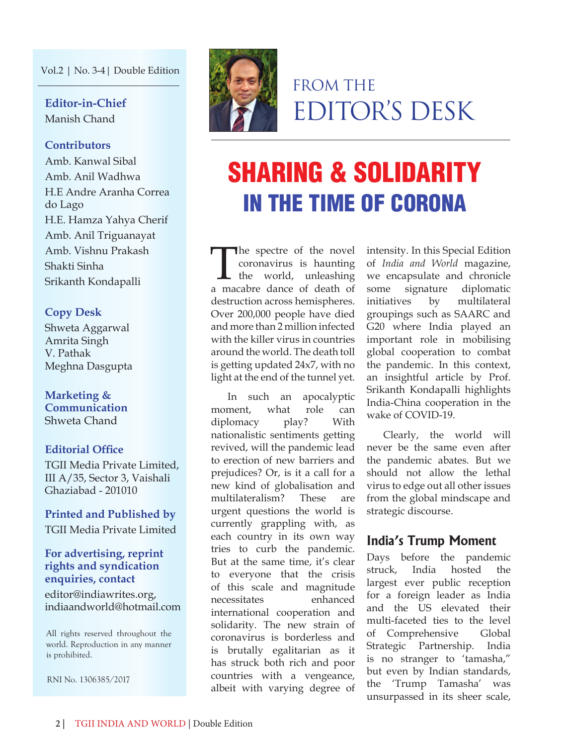Vol.2 | No. 3-4 | Double Edition

**Editor-in-Chief**
Manish Chand

**Contributors**
Amb. Kanwal Sibal
Amb. Anil Wadhwa
H.E Andre Aranha Correa do Lago
H.E. Hamza Yahya Cherif
Amb. Anil Triguanayat
Amb. Vishnu Prakash
Shakti Sinha
Srikanth Kondapalli

**Copy Desk**
Shweta Aggarwal
Amrita Singh
V. Pathak
Meghna Dasgupta

**Marketing & Communication**
Shweta Chand

**Editorial Office**
TGII Media Private Limited, III A/35, Sector 3, Vaishali Ghaziabad - 201010

**Printed and Published by**
TGII Media Private Limited

**For advertising, reprint rights and syndication enquiries, contact**
editor@indiawrites.org, indiaandworld@hotmail.com

All rights reserved throughout the world. Reproduction in any manner is prohibited.

RNI No. 1306385/2017

FROM THE
# EDITOR'S DESK

# SHARING & SOLIDARITY IN THE TIME OF CORONA

The spectre of the novel coronavirus is haunting the world, unleashing a macabre dance of death of destruction across hemispheres. Over 200,000 people have died and more than 2 million infected with the killer virus in countries around the world. The death toll is getting updated 24x7, with no light at the end of the tunnel yet.

In such an apocalyptic moment, what role can diplomacy play? With nationalistic sentiments getting revived, will the pandemic lead to erection of new barriers and prejudices? Or, is it a call for a new kind of globalisation and multilateralism? These are urgent questions the world is currently grappling with, as each country in its own way tries to curb the pandemic. But at the same time, it's clear to everyone that the crisis of this scale and magnitude necessitates enhanced international cooperation and solidarity. The new strain of coronavirus is borderless and is brutally egalitarian as it has struck both rich and poor countries with a vengeance, albeit with varying degree of intensity. In this Special Edition of *India and World* magazine, we encapsulate and chronicle some signature diplomatic initiatives by multilateral groupings such as SAARC and G20 where India played an important role in mobilising global cooperation to combat the pandemic. In this context, an insightful article by Prof. Srikanth Kondapalli highlights India-China cooperation in the wake of COVID-19.

Clearly, the world will never be the same even after the pandemic abates. But we should not allow the lethal virus to edge out all other issues from the global mindscape and strategic discourse.

## India's Trump Moment

Days before the pandemic struck, India hosted the largest ever public reception for a foreign leader as India and the US elevated their multi-faceted ties to the level of Comprehensive Global Strategic Partnership. India is no stranger to 'tamasha," but even by Indian standards, the 'Trump Tamasha' was unsurpassed in its sheer scale,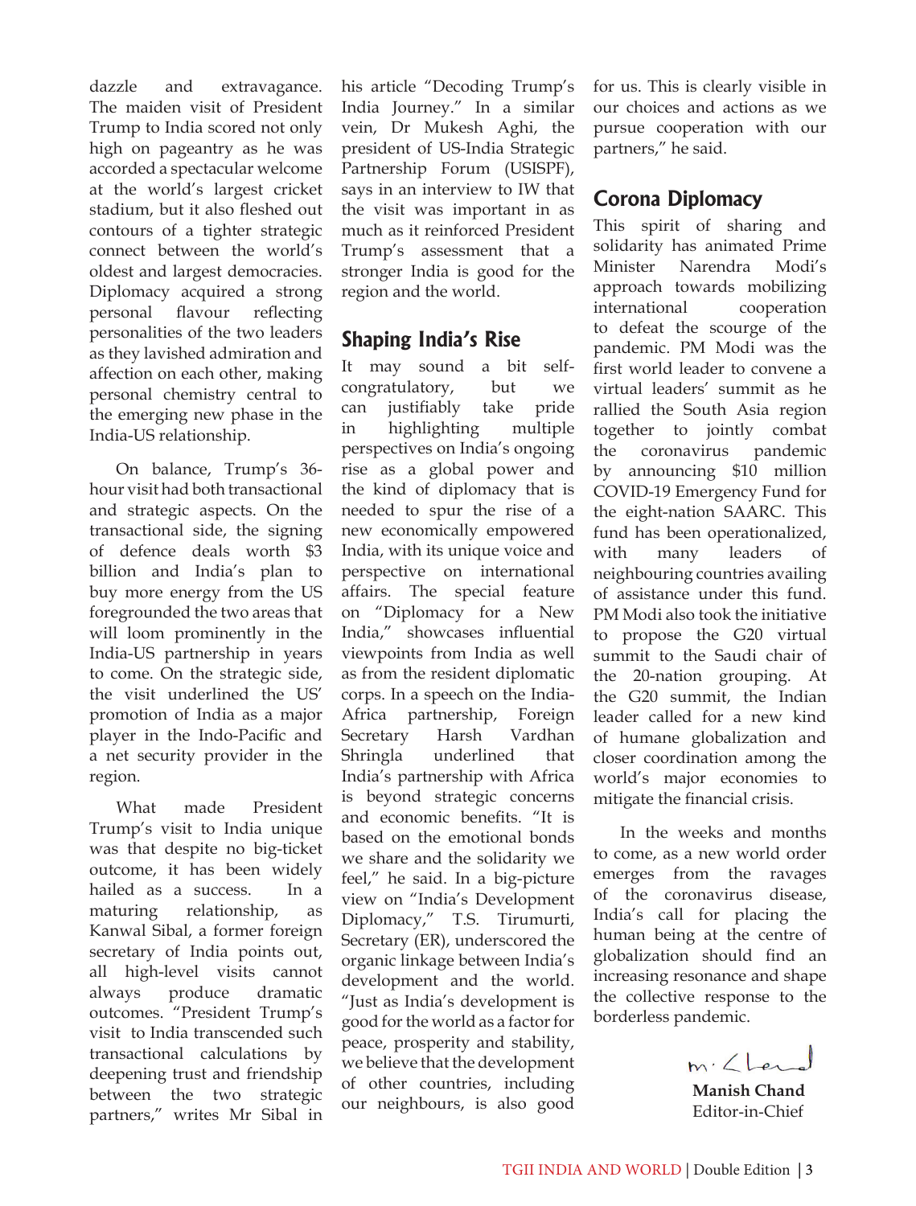dazzle and extravagance. The maiden visit of President Trump to India scored not only high on pageantry as he was accorded a spectacular welcome at the world's largest cricket stadium, but it also fleshed out contours of a tighter strategic connect between the world's oldest and largest democracies. Diplomacy acquired a strong personal flavour reflecting personalities of the two leaders as they lavished admiration and affection on each other, making personal chemistry central to the emerging new phase in the India-US relationship.

On balance, Trump's 36-hour visit had both transactional and strategic aspects. On the transactional side, the signing of defence deals worth $3 billion and India's plan to buy more energy from the US foregrounded the two areas that will loom prominently in the India-US partnership in years to come. On the strategic side, the visit underlined the US' promotion of India as a major player in the Indo-Pacific and a net security provider in the region.

What made President Trump's visit to India unique was that despite no big-ticket outcome, it has been widely hailed as a success. In a maturing relationship, as Kanwal Sibal, a former foreign secretary of India points out, all high-level visits cannot always produce dramatic outcomes. "President Trump's visit to India transcended such transactional calculations by deepening trust and friendship between the two strategic partners," writes Mr Sibal in his article "Decoding Trump's India Journey." In a similar vein, Dr Mukesh Aghi, the president of US-India Strategic Partnership Forum (USISPF), says in an interview to IW that the visit was important in as much as it reinforced President Trump's assessment that a stronger India is good for the region and the world.

## Shaping India's Rise

It may sound a bit self-congratulatory, but we can justifiably take pride in highlighting multiple perspectives on India's ongoing rise as a global power and the kind of diplomacy that is needed to spur the rise of a new economically empowered India, with its unique voice and perspective on international affairs. The special feature on "Diplomacy for a New India," showcases influential viewpoints from India as well as from the resident diplomatic corps. In a speech on the India-Africa partnership, Foreign Secretary Harsh Vardhan Shringla underlined that India's partnership with Africa is beyond strategic concerns and economic benefits. "It is based on the emotional bonds we share and the solidarity we feel," he said. In a big-picture view on "India's Development Diplomacy," T.S. Tirumurti, Secretary (ER), underscored the organic linkage between India's development and the world. "Just as India's development is good for the world as a factor for peace, prosperity and stability, we believe that the development of other countries, including our neighbours, is also good for us. This is clearly visible in our choices and actions as we pursue cooperation with our partners," he said.

## Corona Diplomacy

This spirit of sharing and solidarity has animated Prime Minister Narendra Modi's approach towards mobilizing international cooperation to defeat the scourge of the pandemic. PM Modi was the first world leader to convene a virtual leaders' summit as he rallied the South Asia region together to jointly combat the coronavirus pandemic by announcing $10 million COVID-19 Emergency Fund for the eight-nation SAARC. This fund has been operationalized, with many leaders of neighbouring countries availing of assistance under this fund. PM Modi also took the initiative to propose the G20 virtual summit to the Saudi chair of the 20-nation grouping. At the G20 summit, the Indian leader called for a new kind of humane globalization and closer coordination among the world's major economies to mitigate the financial crisis.

In the weeks and months to come, as a new world order emerges from the ravages of the coronavirus disease, India's call for placing the human being at the centre of globalization should find an increasing resonance and shape the collective response to the borderless pandemic.

**Manish Chand**
Editor-in-Chief